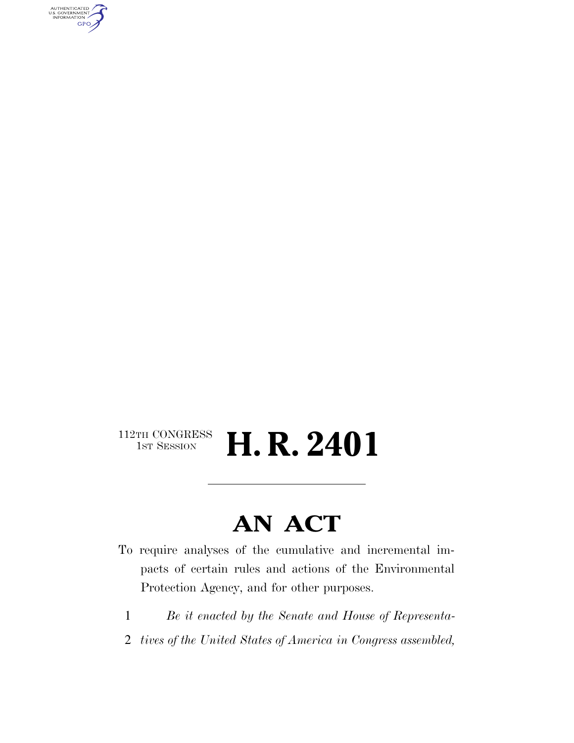112TH CONGRESS
1ST SESSION

# H. R. 2401

## AN ACT

To require analyses of the cumulative and incremental impacts of certain rules and actions of the Environmental Protection Agency, and for other purposes.

1 *Be it enacted by the Senate and House of Representa-*
2 *tives of the United States of America in Congress assembled,*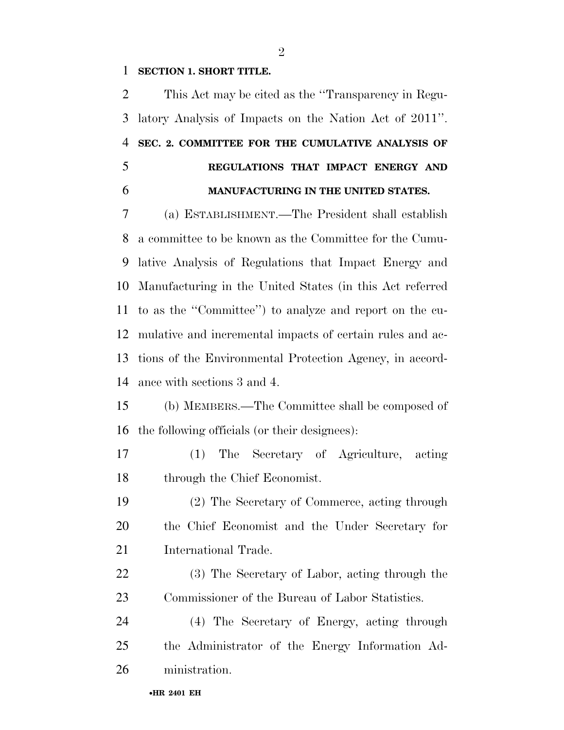**SECTION 1. SHORT TITLE.**

This Act may be cited as the ''Transparency in Regulatory Analysis of Impacts on the Nation Act of 2011''.

**SEC. 2. COMMITTEE FOR THE CUMULATIVE ANALYSIS OF REGULATIONS THAT IMPACT ENERGY AND MANUFACTURING IN THE UNITED STATES.**

(a) ESTABLISHMENT.—The President shall establish a committee to be known as the Committee for the Cumulative Analysis of Regulations that Impact Energy and Manufacturing in the United States (in this Act referred to as the ''Committee'') to analyze and report on the cumulative and incremental impacts of certain rules and actions of the Environmental Protection Agency, in accordance with sections 3 and 4.

(b) MEMBERS.—The Committee shall be composed of the following officials (or their designees):

(1) The Secretary of Agriculture, acting through the Chief Economist.

(2) The Secretary of Commerce, acting through the Chief Economist and the Under Secretary for International Trade.

(3) The Secretary of Labor, acting through the Commissioner of the Bureau of Labor Statistics.

(4) The Secretary of Energy, acting through the Administrator of the Energy Information Administration.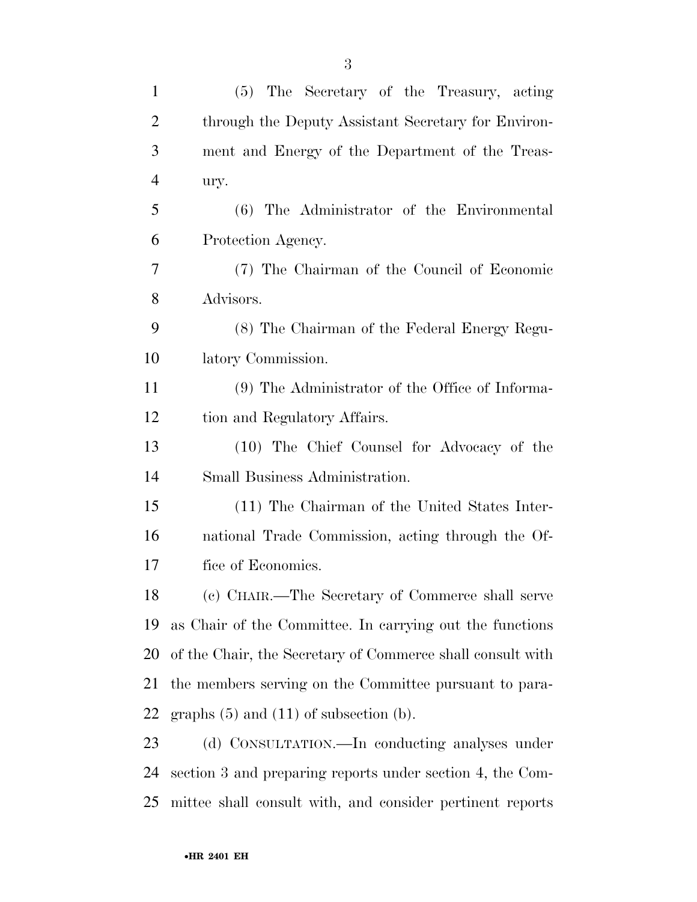(5) The Secretary of the Treasury, acting through the Deputy Assistant Secretary for Environment and Energy of the Department of the Treasury.

(6) The Administrator of the Environmental Protection Agency.

(7) The Chairman of the Council of Economic Advisors.

(8) The Chairman of the Federal Energy Regulatory Commission.

(9) The Administrator of the Office of Information and Regulatory Affairs.

(10) The Chief Counsel for Advocacy of the Small Business Administration.

(11) The Chairman of the United States International Trade Commission, acting through the Office of Economics.

(c) CHAIR.—The Secretary of Commerce shall serve as Chair of the Committee. In carrying out the functions of the Chair, the Secretary of Commerce shall consult with the members serving on the Committee pursuant to paragraphs (5) and (11) of subsection (b).

(d) CONSULTATION.—In conducting analyses under section 3 and preparing reports under section 4, the Committee shall consult with, and consider pertinent reports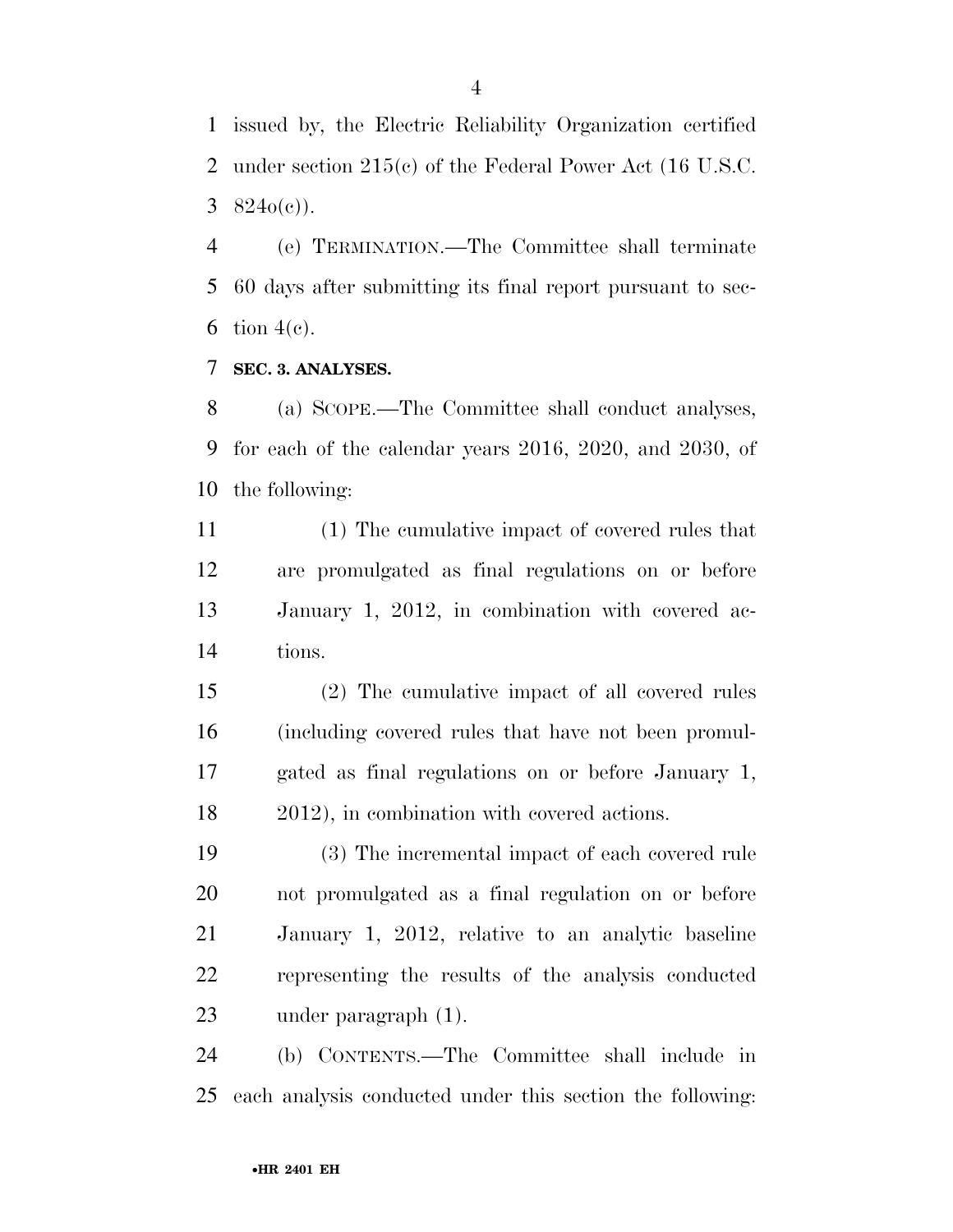issued by, the Electric Reliability Organization certified under section 215(c) of the Federal Power Act (16 U.S.C. 824o(c)).

(e) TERMINATION.—The Committee shall terminate 60 days after submitting its final report pursuant to section 4(c).

**SEC. 3. ANALYSES.**

(a) SCOPE.—The Committee shall conduct analyses, for each of the calendar years 2016, 2020, and 2030, of the following:

(1) The cumulative impact of covered rules that are promulgated as final regulations on or before January 1, 2012, in combination with covered actions.

(2) The cumulative impact of all covered rules (including covered rules that have not been promulgated as final regulations on or before January 1, 2012), in combination with covered actions.

(3) The incremental impact of each covered rule not promulgated as a final regulation on or before January 1, 2012, relative to an analytic baseline representing the results of the analysis conducted under paragraph (1).

(b) CONTENTS.—The Committee shall include in each analysis conducted under this section the following: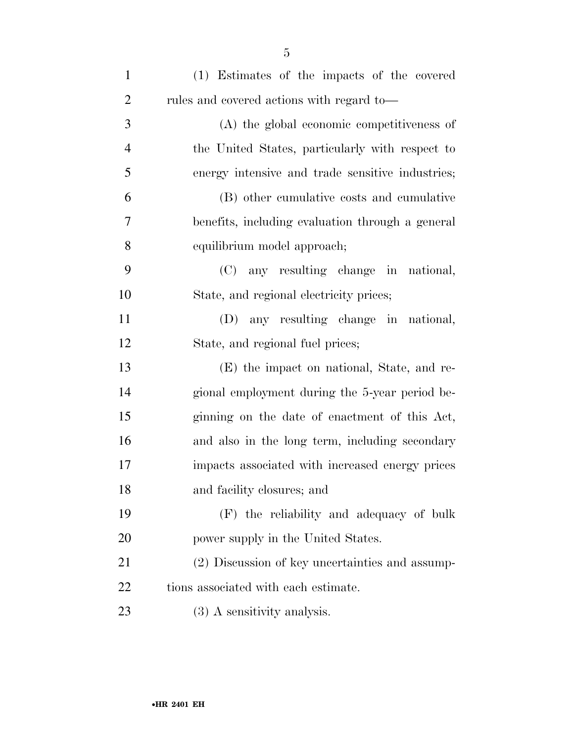(1) Estimates of the impacts of the covered rules and covered actions with regard to—

(A) the global economic competitiveness of the United States, particularly with respect to energy intensive and trade sensitive industries;

(B) other cumulative costs and cumulative benefits, including evaluation through a general equilibrium model approach;

(C) any resulting change in national, State, and regional electricity prices;

(D) any resulting change in national, State, and regional fuel prices;

(E) the impact on national, State, and regional employment during the 5-year period beginning on the date of enactment of this Act, and also in the long term, including secondary impacts associated with increased energy prices and facility closures; and

(F) the reliability and adequacy of bulk power supply in the United States.

(2) Discussion of key uncertainties and assumptions associated with each estimate.

(3) A sensitivity analysis.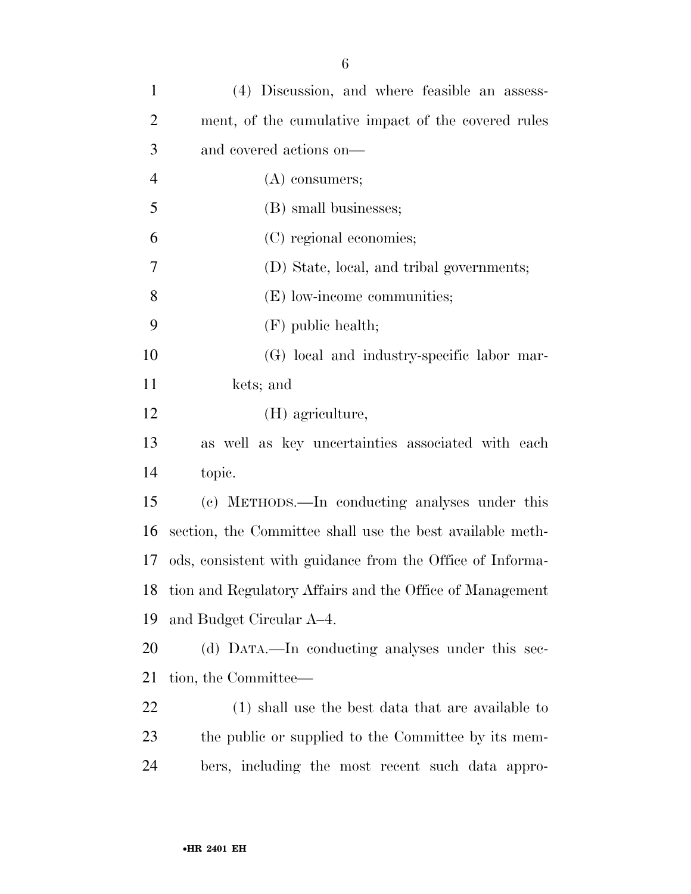(4) Discussion, and where feasible an assessment, of the cumulative impact of the covered rules and covered actions on—

(A) consumers;

(B) small businesses;

(C) regional economies;

(D) State, local, and tribal governments;

(E) low-income communities;

(F) public health;

(G) local and industry-specific labor markets; and

(H) agriculture,

as well as key uncertainties associated with each topic.

(c) METHODS.—In conducting analyses under this section, the Committee shall use the best available methods, consistent with guidance from the Office of Information and Regulatory Affairs and the Office of Management and Budget Circular A–4.

(d) DATA.—In conducting analyses under this section, the Committee—

(1) shall use the best data that are available to the public or supplied to the Committee by its members, including the most recent such data appro-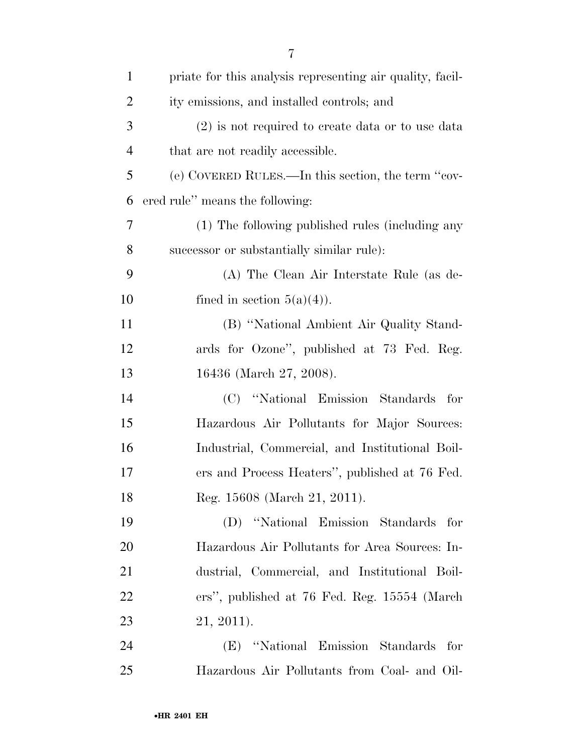priate for this analysis representing air quality, facility emissions, and installed controls; and

(2) is not required to create data or to use data that are not readily accessible.

(e) COVERED RULES.—In this section, the term ''covered rule'' means the following:

(1) The following published rules (including any successor or substantially similar rule):

(A) The Clean Air Interstate Rule (as defined in section 5(a)(4)).

(B) ''National Ambient Air Quality Standards for Ozone'', published at 73 Fed. Reg. 16436 (March 27, 2008).

(C) ''National Emission Standards for Hazardous Air Pollutants for Major Sources: Industrial, Commercial, and Institutional Boilers and Process Heaters'', published at 76 Fed. Reg. 15608 (March 21, 2011).

(D) ''National Emission Standards for Hazardous Air Pollutants for Area Sources: Industrial, Commercial, and Institutional Boilers'', published at 76 Fed. Reg. 15554 (March 21, 2011).

(E) ''National Emission Standards for Hazardous Air Pollutants from Coal- and Oil-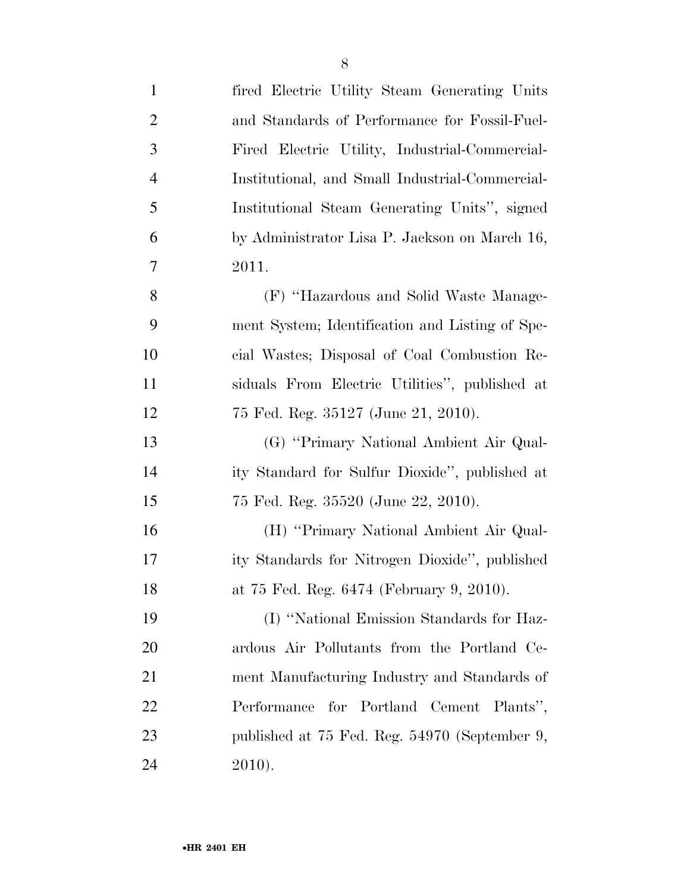fired Electric Utility Steam Generating Units and Standards of Performance for Fossil-Fuel-Fired Electric Utility, Industrial-Commercial-Institutional, and Small Industrial-Commercial-Institutional Steam Generating Units'', signed by Administrator Lisa P. Jackson on March 16, 2011.

(F) ''Hazardous and Solid Waste Management System; Identification and Listing of Special Wastes; Disposal of Coal Combustion Residuals From Electric Utilities'', published at 75 Fed. Reg. 35127 (June 21, 2010).

(G) ''Primary National Ambient Air Quality Standard for Sulfur Dioxide'', published at 75 Fed. Reg. 35520 (June 22, 2010).

(H) ''Primary National Ambient Air Quality Standards for Nitrogen Dioxide'', published at 75 Fed. Reg. 6474 (February 9, 2010).

(I) ''National Emission Standards for Hazardous Air Pollutants from the Portland Cement Manufacturing Industry and Standards of Performance for Portland Cement Plants'', published at 75 Fed. Reg. 54970 (September 9, 2010).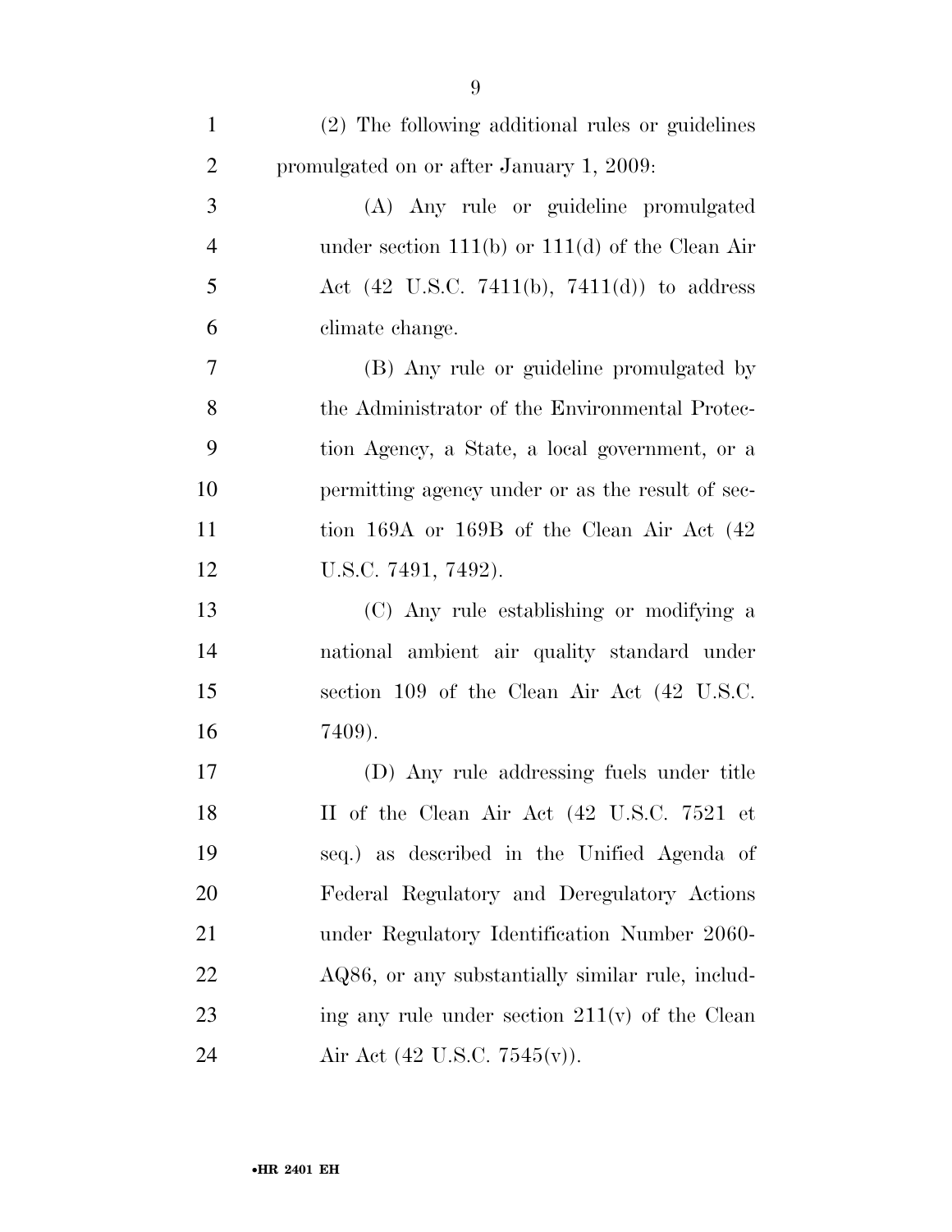(2) The following additional rules or guidelines promulgated on or after January 1, 2009:

(A) Any rule or guideline promulgated under section 111(b) or 111(d) of the Clean Air Act (42 U.S.C. 7411(b), 7411(d)) to address climate change.

(B) Any rule or guideline promulgated by the Administrator of the Environmental Protection Agency, a State, a local government, or a permitting agency under or as the result of section 169A or 169B of the Clean Air Act (42 U.S.C. 7491, 7492).

(C) Any rule establishing or modifying a national ambient air quality standard under section 109 of the Clean Air Act (42 U.S.C. 7409).

(D) Any rule addressing fuels under title II of the Clean Air Act (42 U.S.C. 7521 et seq.) as described in the Unified Agenda of Federal Regulatory and Deregulatory Actions under Regulatory Identification Number 2060-AQ86, or any substantially similar rule, including any rule under section 211(v) of the Clean Air Act (42 U.S.C. 7545(v)).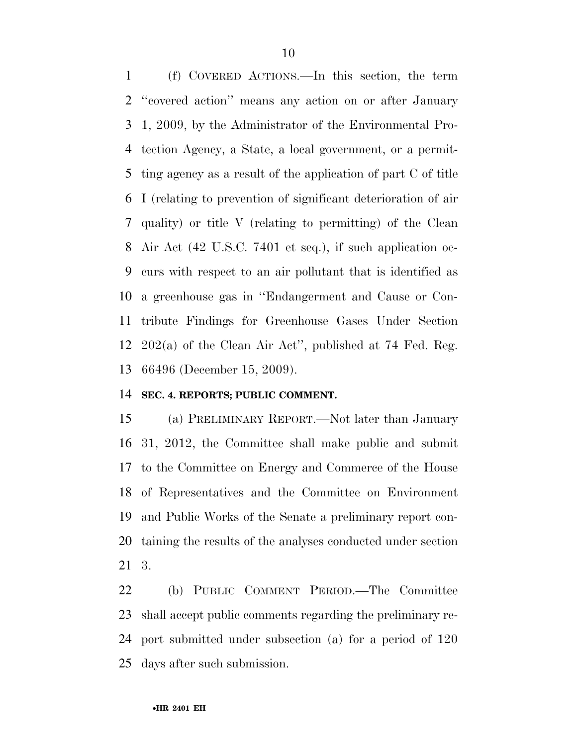(f) COVERED ACTIONS.—In this section, the term ''covered action'' means any action on or after January 1, 2009, by the Administrator of the Environmental Protection Agency, a State, a local government, or a permitting agency as a result of the application of part C of title I (relating to prevention of significant deterioration of air quality) or title V (relating to permitting) of the Clean Air Act (42 U.S.C. 7401 et seq.), if such application occurs with respect to an air pollutant that is identified as a greenhouse gas in ''Endangerment and Cause or Contribute Findings for Greenhouse Gases Under Section 202(a) of the Clean Air Act'', published at 74 Fed. Reg. 66496 (December 15, 2009).

**SEC. 4. REPORTS; PUBLIC COMMENT.**

(a) PRELIMINARY REPORT.—Not later than January 31, 2012, the Committee shall make public and submit to the Committee on Energy and Commerce of the House of Representatives and the Committee on Environment and Public Works of the Senate a preliminary report containing the results of the analyses conducted under section 3.

(b) PUBLIC COMMENT PERIOD.—The Committee shall accept public comments regarding the preliminary report submitted under subsection (a) for a period of 120 days after such submission.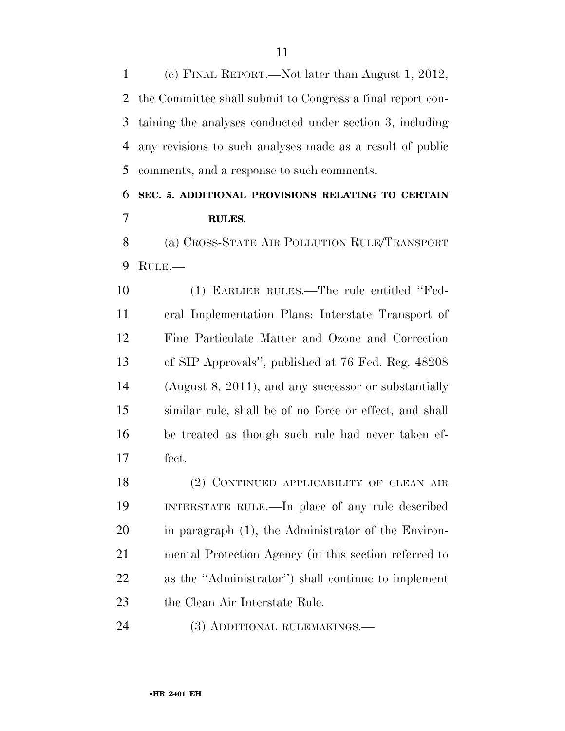(c) FINAL REPORT.—Not later than August 1, 2012, the Committee shall submit to Congress a final report containing the analyses conducted under section 3, including any revisions to such analyses made as a result of public comments, and a response to such comments.

## SEC. 5. ADDITIONAL PROVISIONS RELATING TO CERTAIN RULES.

(a) CROSS-STATE AIR POLLUTION RULE/TRANSPORT RULE.—

(1) EARLIER RULES.—The rule entitled ''Federal Implementation Plans: Interstate Transport of Fine Particulate Matter and Ozone and Correction of SIP Approvals'', published at 76 Fed. Reg. 48208 (August 8, 2011), and any successor or substantially similar rule, shall be of no force or effect, and shall be treated as though such rule had never taken effect.

(2) CONTINUED APPLICABILITY OF CLEAN AIR INTERSTATE RULE.—In place of any rule described in paragraph (1), the Administrator of the Environmental Protection Agency (in this section referred to as the ''Administrator'') shall continue to implement the Clean Air Interstate Rule.

(3) ADDITIONAL RULEMAKINGS.—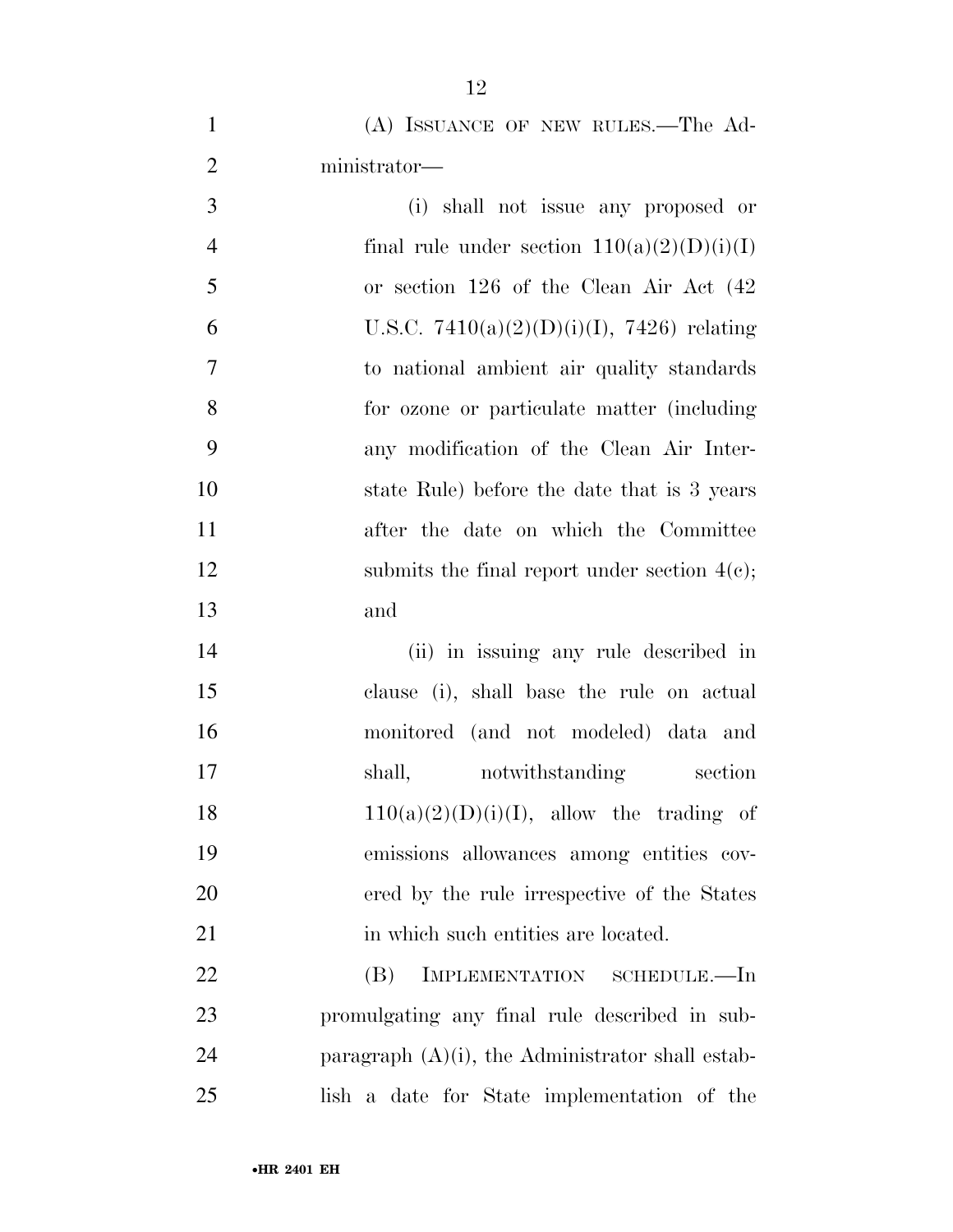(A) ISSUANCE OF NEW RULES.—The Administrator—

(i) shall not issue any proposed or final rule under section 110(a)(2)(D)(i)(I) or section 126 of the Clean Air Act (42 U.S.C. 7410(a)(2)(D)(i)(I), 7426) relating to national ambient air quality standards for ozone or particulate matter (including any modification of the Clean Air Interstate Rule) before the date that is 3 years after the date on which the Committee submits the final report under section 4(c); and

(ii) in issuing any rule described in clause (i), shall base the rule on actual monitored (and not modeled) data and shall, notwithstanding section 110(a)(2)(D)(i)(I), allow the trading of emissions allowances among entities covered by the rule irrespective of the States in which such entities are located.

(B) IMPLEMENTATION SCHEDULE.—In promulgating any final rule described in subparagraph (A)(i), the Administrator shall establish a date for State implementation of the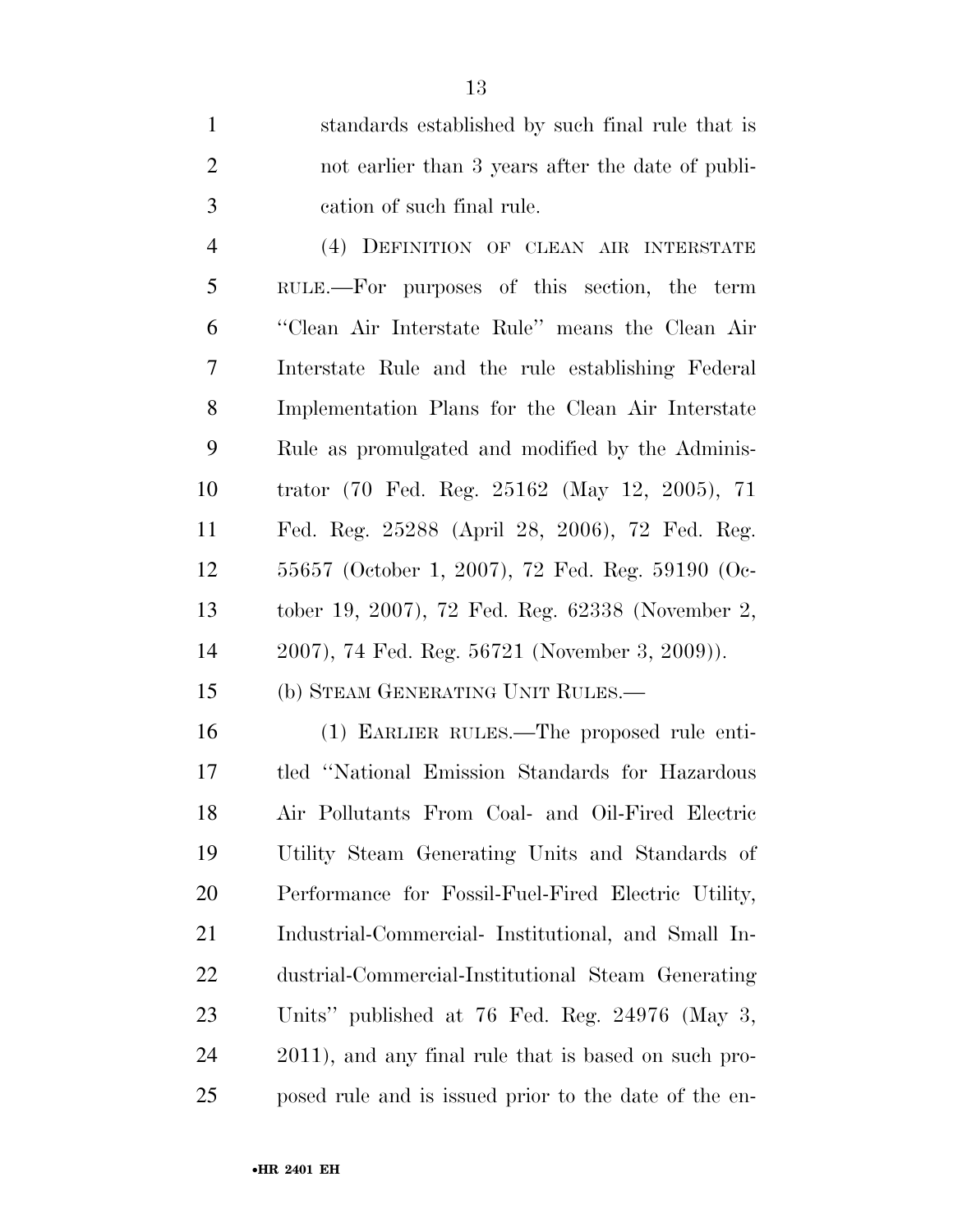standards established by such final rule that is not earlier than 3 years after the date of publication of such final rule.

(4) DEFINITION OF CLEAN AIR INTERSTATE RULE.—For purposes of this section, the term "Clean Air Interstate Rule" means the Clean Air Interstate Rule and the rule establishing Federal Implementation Plans for the Clean Air Interstate Rule as promulgated and modified by the Administrator (70 Fed. Reg. 25162 (May 12, 2005), 71 Fed. Reg. 25288 (April 28, 2006), 72 Fed. Reg. 55657 (October 1, 2007), 72 Fed. Reg. 59190 (October 19, 2007), 72 Fed. Reg. 62338 (November 2, 2007), 74 Fed. Reg. 56721 (November 3, 2009)).

(b) STEAM GENERATING UNIT RULES.—

(1) EARLIER RULES.—The proposed rule entitled "National Emission Standards for Hazardous Air Pollutants From Coal- and Oil-Fired Electric Utility Steam Generating Units and Standards of Performance for Fossil-Fuel-Fired Electric Utility, Industrial-Commercial- Institutional, and Small Industrial-Commercial-Institutional Steam Generating Units" published at 76 Fed. Reg. 24976 (May 3, 2011), and any final rule that is based on such proposed rule and is issued prior to the date of the en-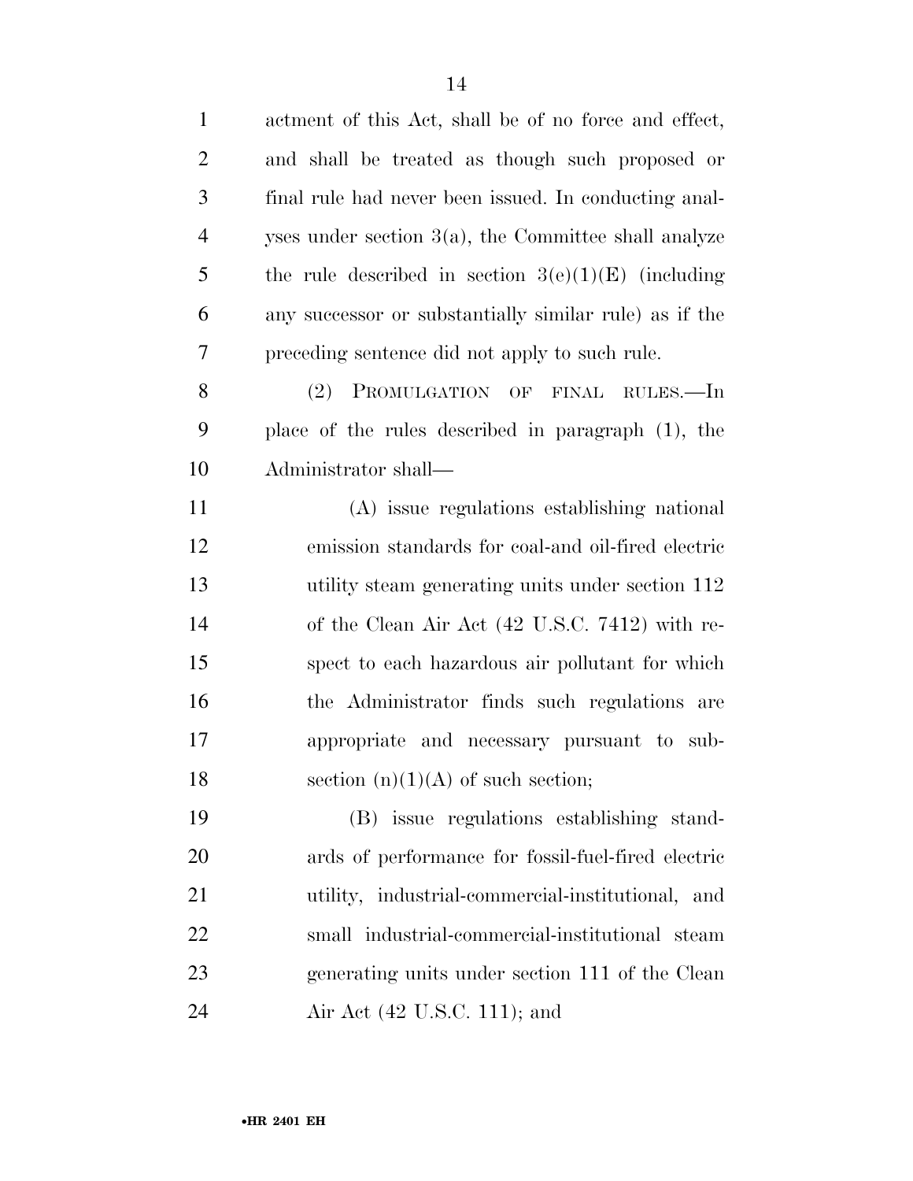actment of this Act, shall be of no force and effect, and shall be treated as though such proposed or final rule had never been issued. In conducting analyses under section 3(a), the Committee shall analyze the rule described in section 3(e)(1)(E) (including any successor or substantially similar rule) as if the preceding sentence did not apply to such rule.

(2) PROMULGATION OF FINAL RULES.—In place of the rules described in paragraph (1), the Administrator shall—

(A) issue regulations establishing national emission standards for coal-and oil-fired electric utility steam generating units under section 112 of the Clean Air Act (42 U.S.C. 7412) with respect to each hazardous air pollutant for which the Administrator finds such regulations are appropriate and necessary pursuant to subsection (n)(1)(A) of such section;

(B) issue regulations establishing standards of performance for fossil-fuel-fired electric utility, industrial-commercial-institutional, and small industrial-commercial-institutional steam generating units under section 111 of the Clean Air Act (42 U.S.C. 111); and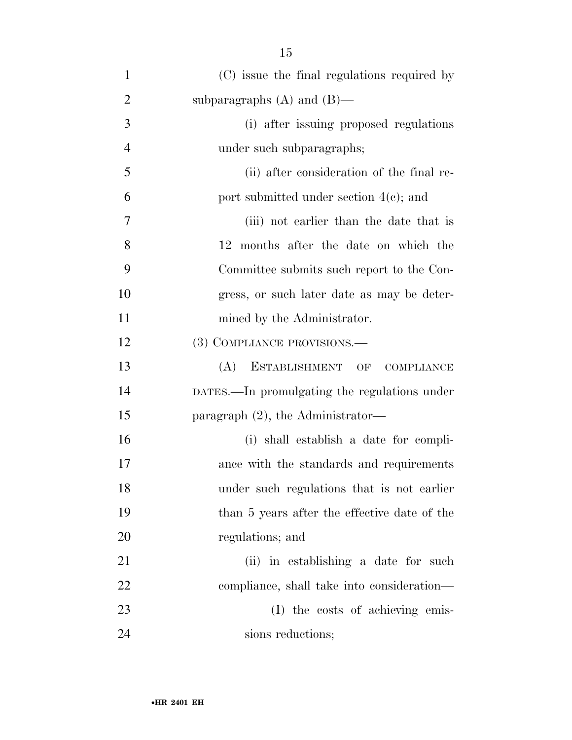(C) issue the final regulations required by subparagraphs (A) and (B)—

(i) after issuing proposed regulations under such subparagraphs;

(ii) after consideration of the final report submitted under section 4(c); and

(iii) not earlier than the date that is 12 months after the date on which the Committee submits such report to the Congress, or such later date as may be determined by the Administrator.

(3) COMPLIANCE PROVISIONS.—

(A) ESTABLISHMENT OF COMPLIANCE DATES.—In promulgating the regulations under paragraph (2), the Administrator—

(i) shall establish a date for compliance with the standards and requirements under such regulations that is not earlier than 5 years after the effective date of the regulations; and

(ii) in establishing a date for such compliance, shall take into consideration—

(I) the costs of achieving emissions reductions;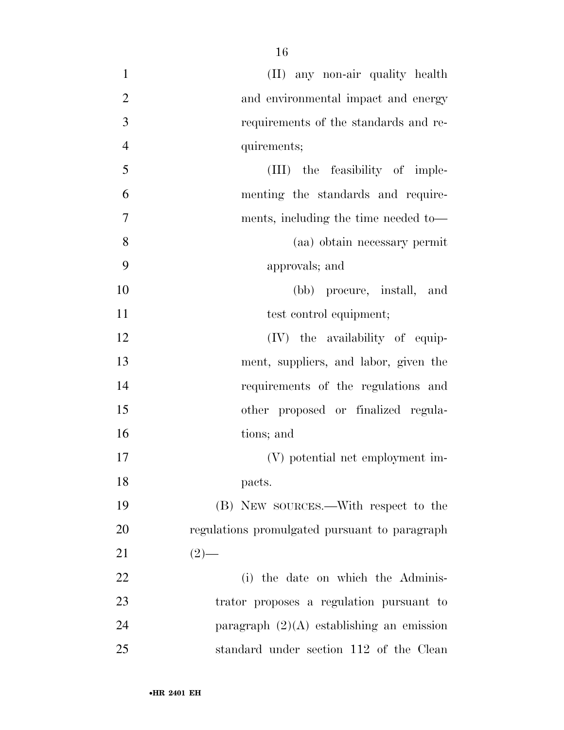(II) any non-air quality health and environmental impact and energy requirements of the standards and requirements;

(III) the feasibility of implementing the standards and requirements, including the time needed to—

(aa) obtain necessary permit approvals; and

(bb) procure, install, and test control equipment;

(IV) the availability of equipment, suppliers, and labor, given the requirements of the regulations and other proposed or finalized regulations; and

(V) potential net employment impacts.

(B) NEW SOURCES.—With respect to the regulations promulgated pursuant to paragraph (2)—

(i) the date on which the Administrator proposes a regulation pursuant to paragraph (2)(A) establishing an emission standard under section 112 of the Clean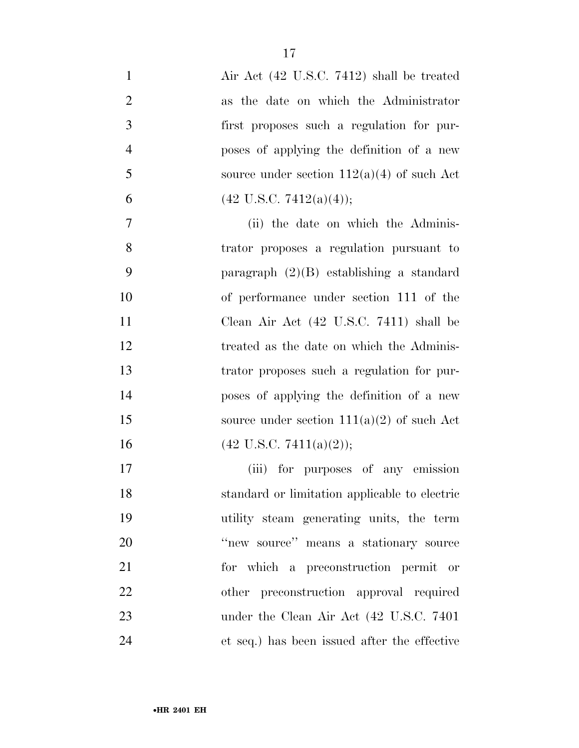Air Act (42 U.S.C. 7412) shall be treated as the date on which the Administrator first proposes such a regulation for purposes of applying the definition of a new source under section 112(a)(4) of such Act (42 U.S.C. 7412(a)(4));

(ii) the date on which the Administrator proposes a regulation pursuant to paragraph (2)(B) establishing a standard of performance under section 111 of the Clean Air Act (42 U.S.C. 7411) shall be treated as the date on which the Administrator proposes such a regulation for purposes of applying the definition of a new source under section 111(a)(2) of such Act (42 U.S.C. 7411(a)(2));

(iii) for purposes of any emission standard or limitation applicable to electric utility steam generating units, the term "new source" means a stationary source for which a preconstruction permit or other preconstruction approval required under the Clean Air Act (42 U.S.C. 7401 et seq.) has been issued after the effective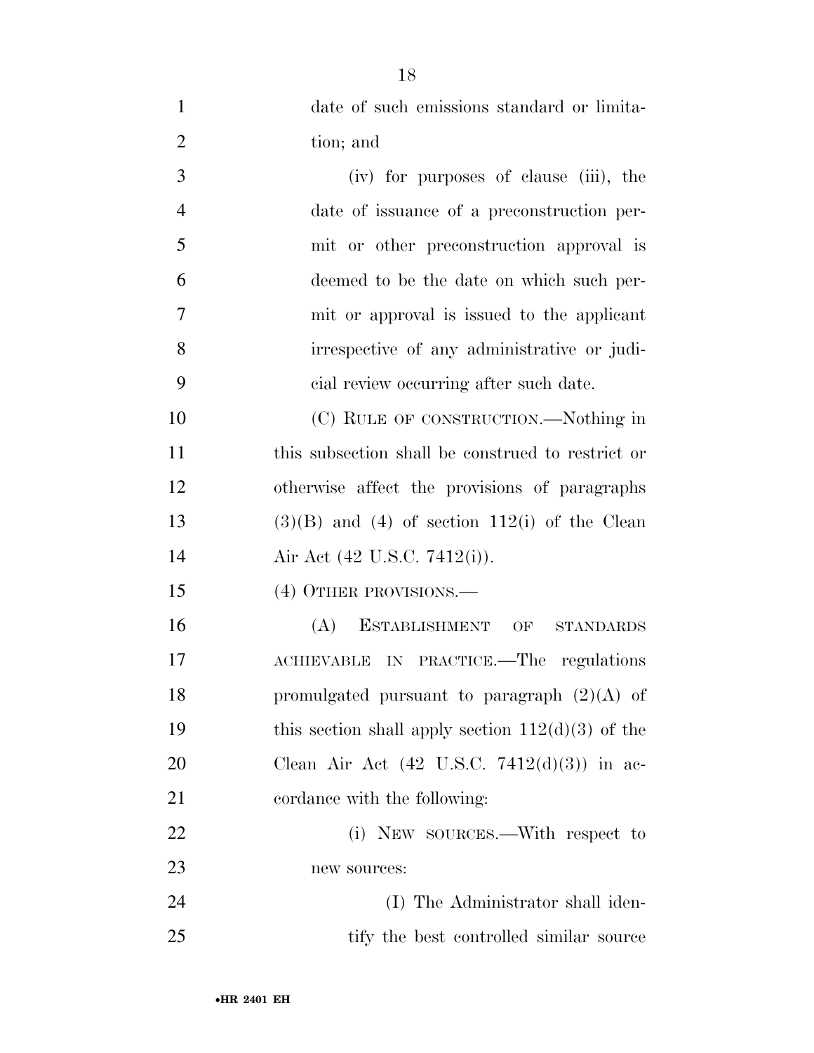date of such emissions standard or limitation; and

(iv) for purposes of clause (iii), the date of issuance of a preconstruction permit or other preconstruction approval is deemed to be the date on which such permit or approval is issued to the applicant irrespective of any administrative or judicial review occurring after such date.

(C) RULE OF CONSTRUCTION.—Nothing in this subsection shall be construed to restrict or otherwise affect the provisions of paragraphs (3)(B) and (4) of section 112(i) of the Clean Air Act (42 U.S.C. 7412(i)).

(4) OTHER PROVISIONS.—

(A) ESTABLISHMENT OF STANDARDS ACHIEVABLE IN PRACTICE.—The regulations promulgated pursuant to paragraph (2)(A) of this section shall apply section 112(d)(3) of the Clean Air Act (42 U.S.C. 7412(d)(3)) in accordance with the following:

(i) NEW SOURCES.—With respect to new sources:

(I) The Administrator shall identify the best controlled similar source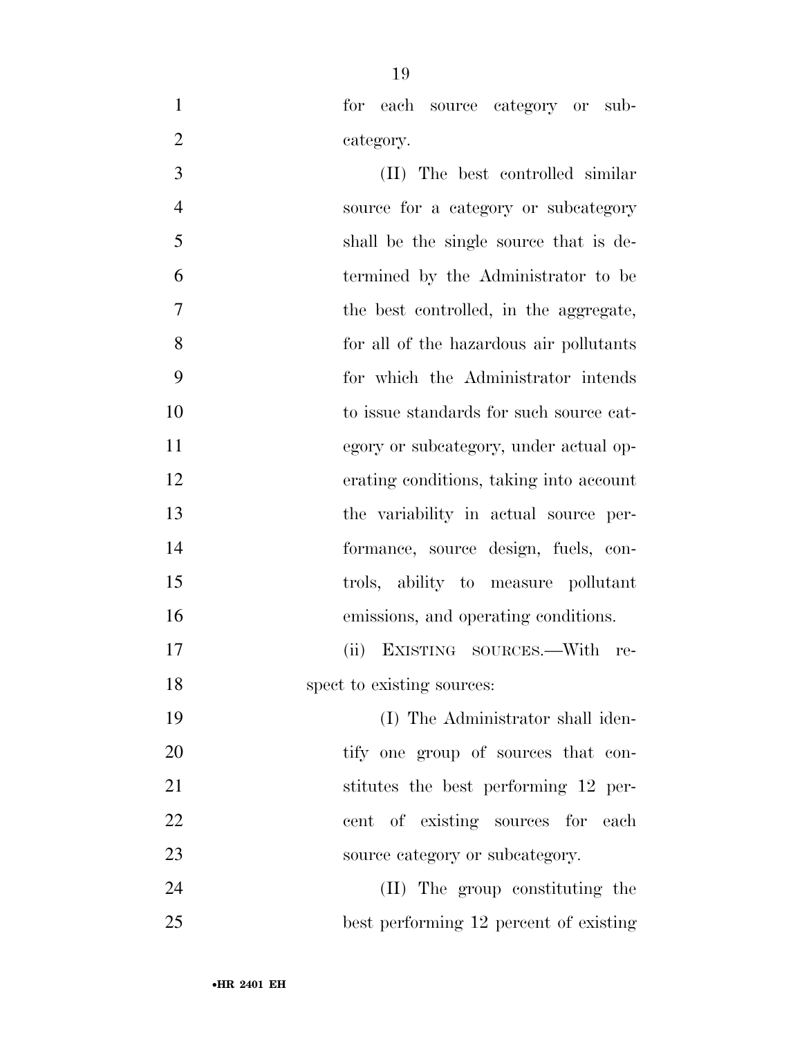for each source category or subcategory.

(II) The best controlled similar source for a category or subcategory shall be the single source that is determined by the Administrator to be the best controlled, in the aggregate, for all of the hazardous air pollutants for which the Administrator intends to issue standards for such source category or subcategory, under actual operating conditions, taking into account the variability in actual source performance, source design, fuels, controls, ability to measure pollutant emissions, and operating conditions.

(ii) EXISTING SOURCES.—With respect to existing sources:

(I) The Administrator shall identify one group of sources that constitutes the best performing 12 percent of existing sources for each source category or subcategory.

(II) The group constituting the best performing 12 percent of existing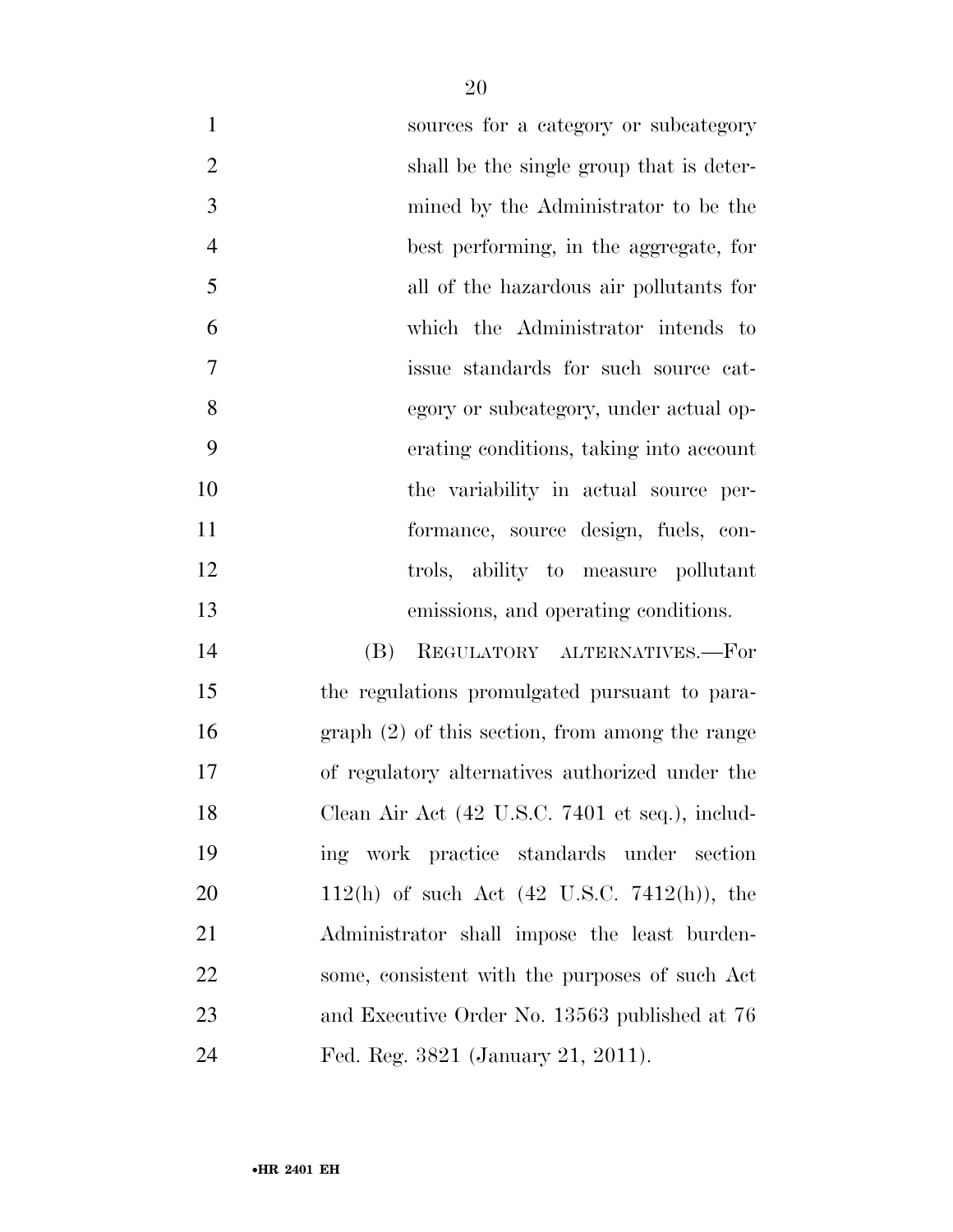sources for a category or subcategory shall be the single group that is determined by the Administrator to be the best performing, in the aggregate, for all of the hazardous air pollutants for which the Administrator intends to issue standards for such source category or subcategory, under actual operating conditions, taking into account the variability in actual source performance, source design, fuels, controls, ability to measure pollutant emissions, and operating conditions.

(B) REGULATORY ALTERNATIVES.—For the regulations promulgated pursuant to paragraph (2) of this section, from among the range of regulatory alternatives authorized under the Clean Air Act (42 U.S.C. 7401 et seq.), including work practice standards under section 112(h) of such Act (42 U.S.C. 7412(h)), the Administrator shall impose the least burdensome, consistent with the purposes of such Act and Executive Order No. 13563 published at 76 Fed. Reg. 3821 (January 21, 2011).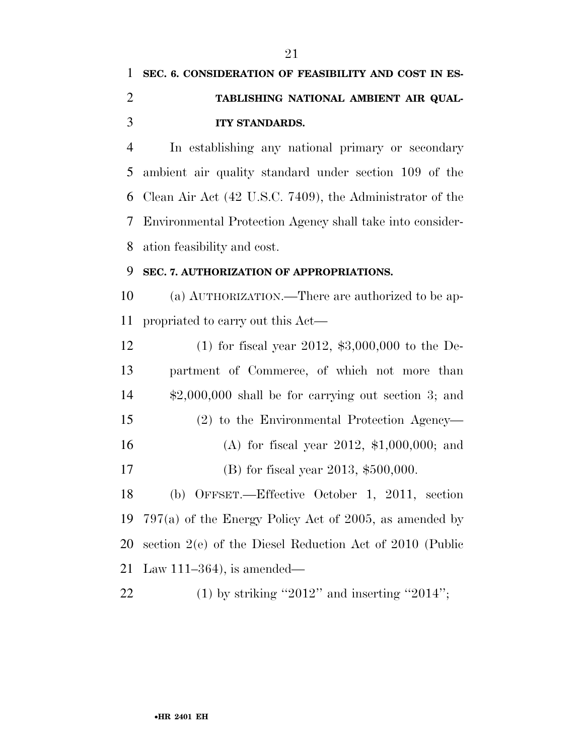**SEC. 6. CONSIDERATION OF FEASIBILITY AND COST IN ESTABLISHING NATIONAL AMBIENT AIR QUALITY STANDARDS.**

In establishing any national primary or secondary ambient air quality standard under section 109 of the Clean Air Act (42 U.S.C. 7409), the Administrator of the Environmental Protection Agency shall take into consideration feasibility and cost.

**SEC. 7. AUTHORIZATION OF APPROPRIATIONS.**

(a) AUTHORIZATION.—There are authorized to be appropriated to carry out this Act—

(1) for fiscal year 2012, $3,000,000 to the Department of Commerce, of which not more than $2,000,000 shall be for carrying out section 3; and

(2) to the Environmental Protection Agency—

(A) for fiscal year 2012, $1,000,000; and

(B) for fiscal year 2013, $500,000.

(b) OFFSET.—Effective October 1, 2011, section 797(a) of the Energy Policy Act of 2005, as amended by section 2(e) of the Diesel Reduction Act of 2010 (Public Law 111–364), is amended—

(1) by striking ''2012'' and inserting ''2014'';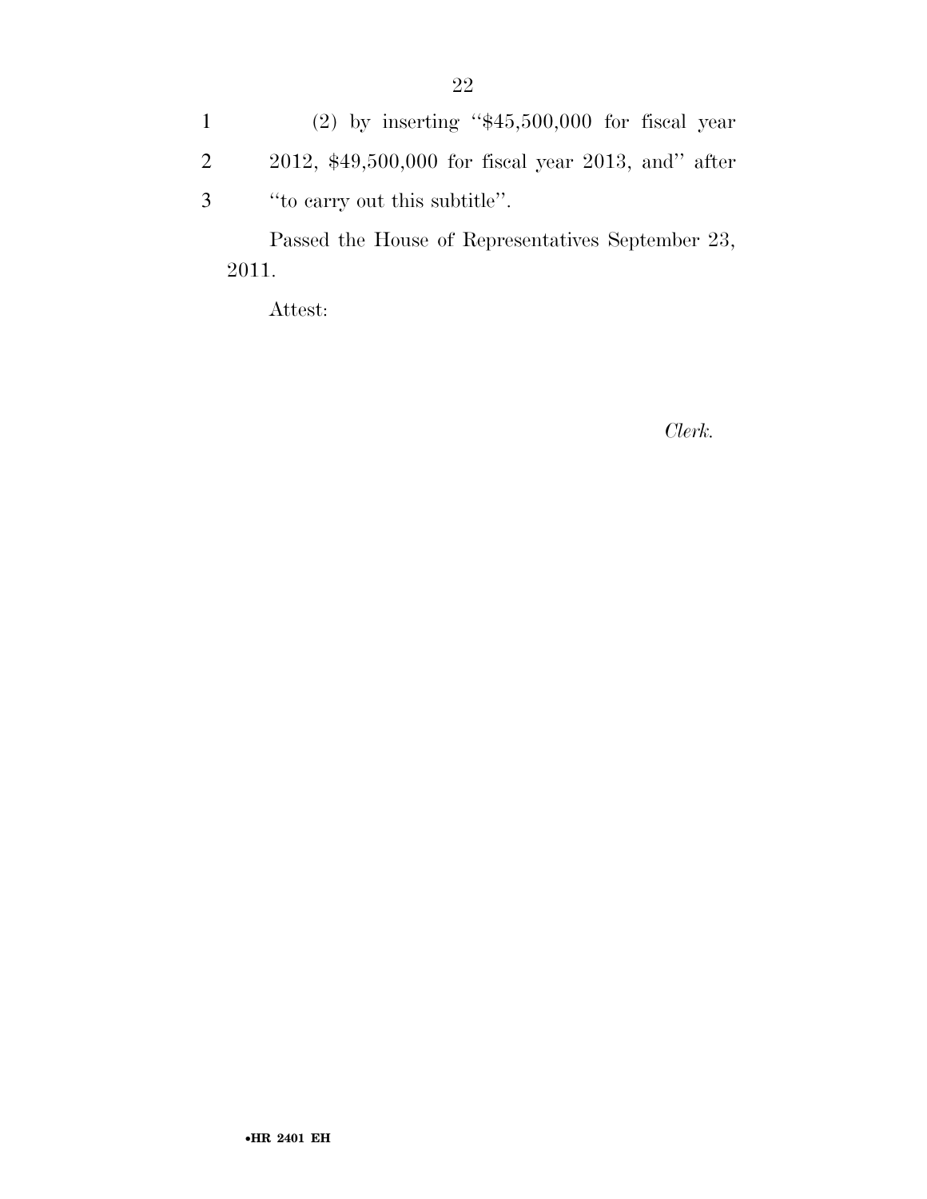(2) by inserting ''$45,500,000 for fiscal year 2012, $49,500,000 for fiscal year 2013, and'' after ''to carry out this subtitle''.

Passed the House of Representatives September 23, 2011.

Attest:

*Clerk.*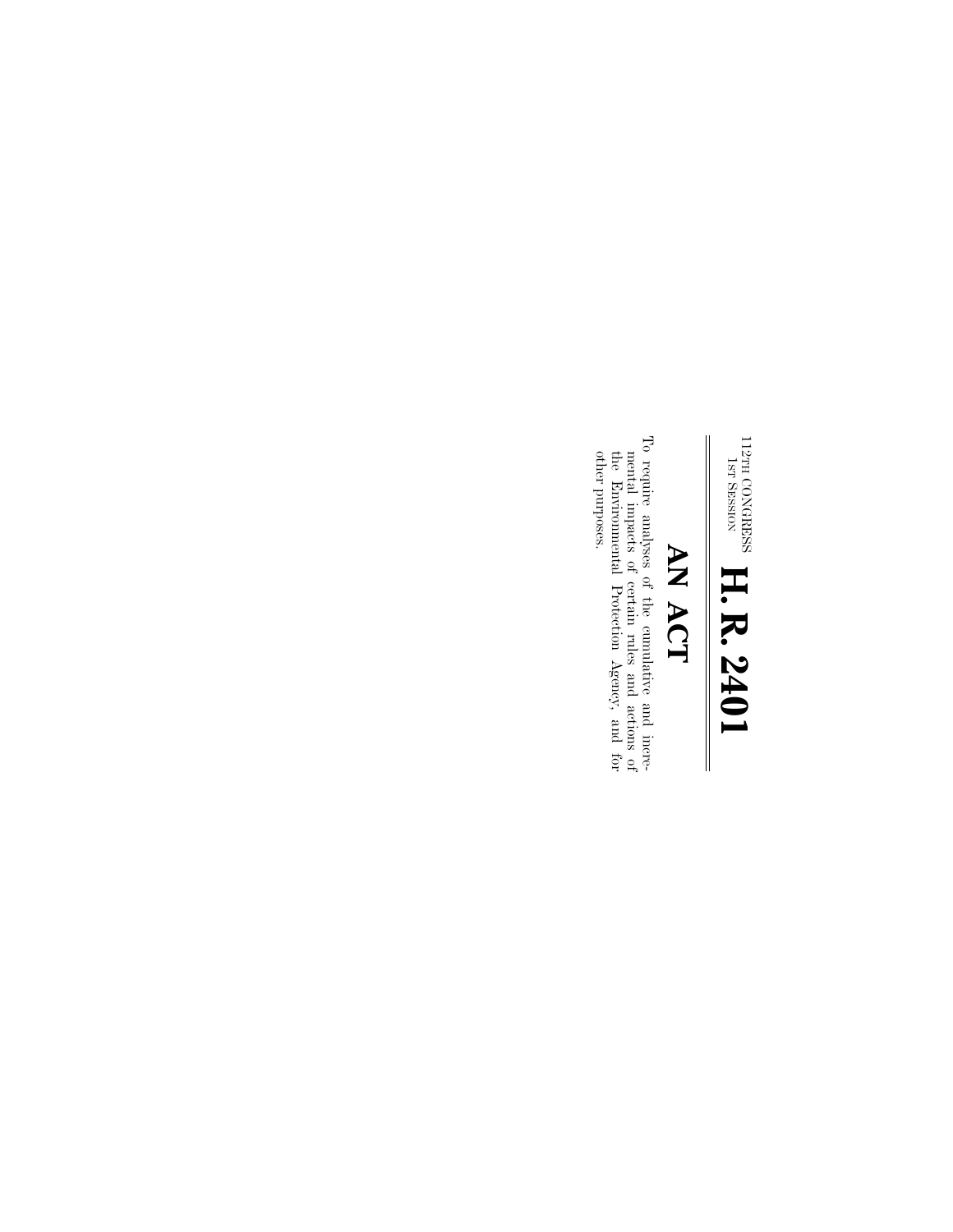112TH CONGRESS
1ST SESSION

# H. R. 2401

# AN ACT

To require analyses of the cumulative and incremental impacts of certain rules and actions of the Environmental Protection Agency, and for other purposes.